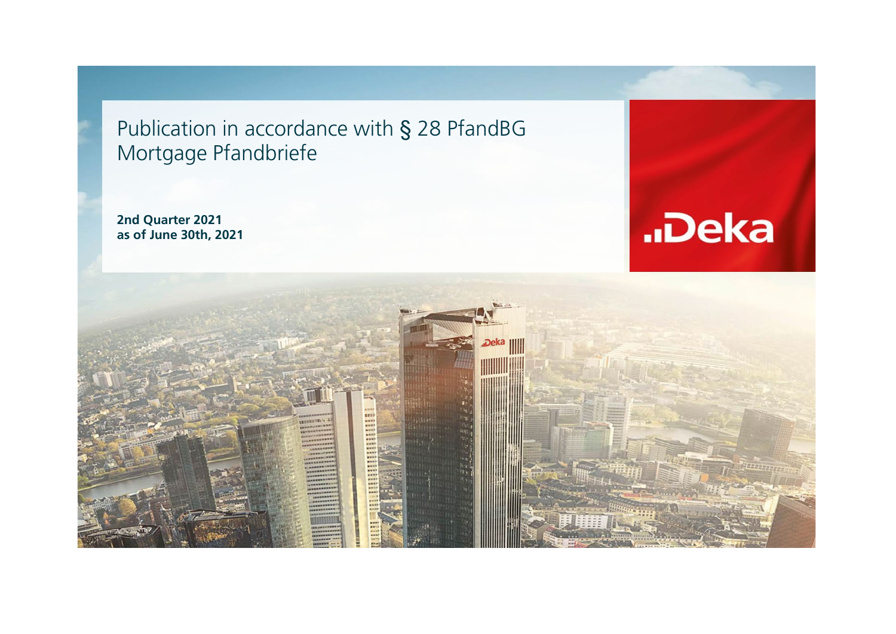# Publication in accordance with § 28 PfandBG
# Mortgage Pfandbriefe

**2nd Quarter 2021**
**as of June 30th, 2021**

Deka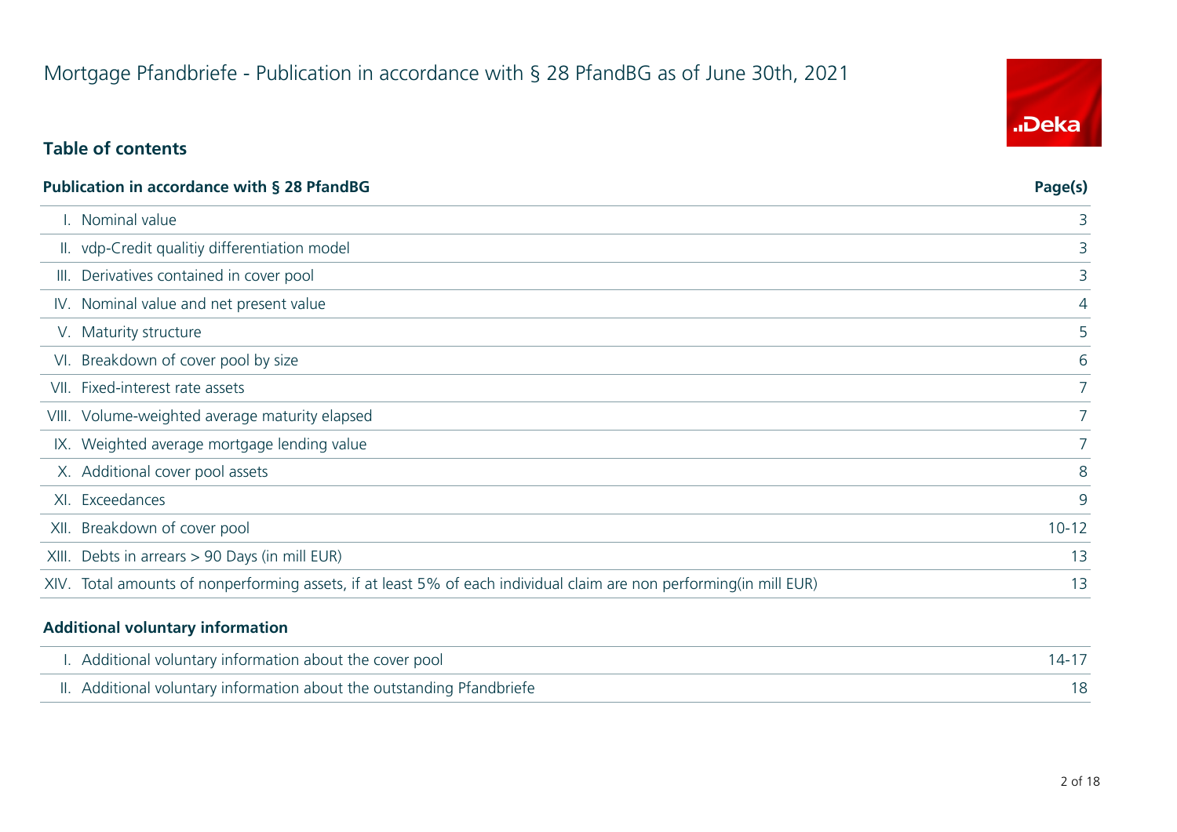# Mortgage Pfandbriefe - Publication in accordance with § 28 PfandBG as of June 30th, 2021

## Table of contents

| Publication in accordance with § 28 PfandBG | Page(s) |
|---|---|
| I. Nominal value | 3 |
| II. vdp-Credit qualitiy differentiation model | 3 |
| III. Derivatives contained in cover pool | 3 |
| IV. Nominal value and net present value | 4 |
| V. Maturity structure | 5 |
| VI. Breakdown of cover pool by size | 6 |
| VII. Fixed-interest rate assets | 7 |
| VIII. Volume-weighted average maturity elapsed | 7 |
| IX. Weighted average mortgage lending value | 7 |
| X. Additional cover pool assets | 8 |
| XI. Exceedances | 9 |
| XII. Breakdown of cover pool | 10-12 |
| XIII. Debts in arrears > 90 Days (in mill EUR) | 13 |
| XIV. Total amounts of nonperforming assets, if at least 5% of each individual claim are non performing(in mill EUR) | 13 |

| Additional voluntary information | |
|---|---|
| I. Additional voluntary information about the cover pool | 14-17 |
| II. Additional voluntary information about the outstanding Pfandbriefe | 18 |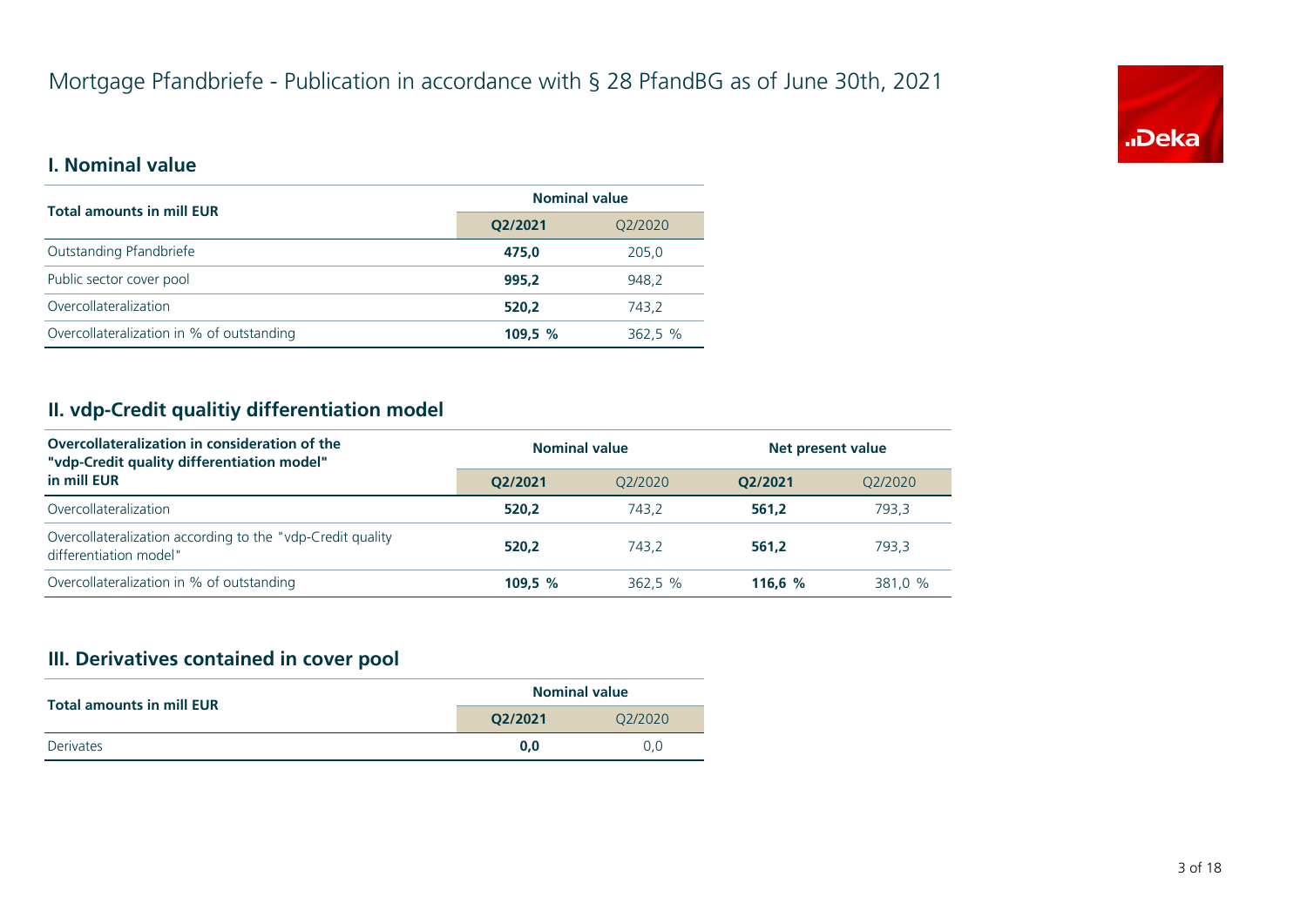# Mortgage Pfandbriefe - Publication in accordance with § 28 PfandBG as of June 30th, 2021

## I. Nominal value

| Total amounts in mill EUR | Nominal value | |
|---|---|---|
| | **Q2/2021** | Q2/2020 |
| Outstanding Pfandbriefe | **475,0** | 205,0 |
| Public sector cover pool | **995,2** | 948,2 |
| Overcollateralization | **520,2** | 743,2 |
| Overcollateralization in % of outstanding | **109,5 %** | 362,5 % |

## II. vdp-Credit qualitiy differentiation model

| Overcollateralization in consideration of the "vdp-Credit quality differentiation model" in mill EUR | Nominal value | | Net present value | |
|---|---|---|---|---|
| | **Q2/2021** | Q2/2020 | **Q2/2021** | Q2/2020 |
| Overcollateralization | **520,2** | 743,2 | **561,2** | 793,3 |
| Overcollateralization according to the "vdp-Credit quality differentiation model" | **520,2** | 743,2 | **561,2** | 793,3 |
| Overcollateralization in % of outstanding | **109,5 %** | 362,5 % | **116,6 %** | 381,0 % |

## III. Derivatives contained in cover pool

| Total amounts in mill EUR | Nominal value | |
|---|---|---|
| | **Q2/2021** | Q2/2020 |
| Derivates | **0,0** | 0,0 |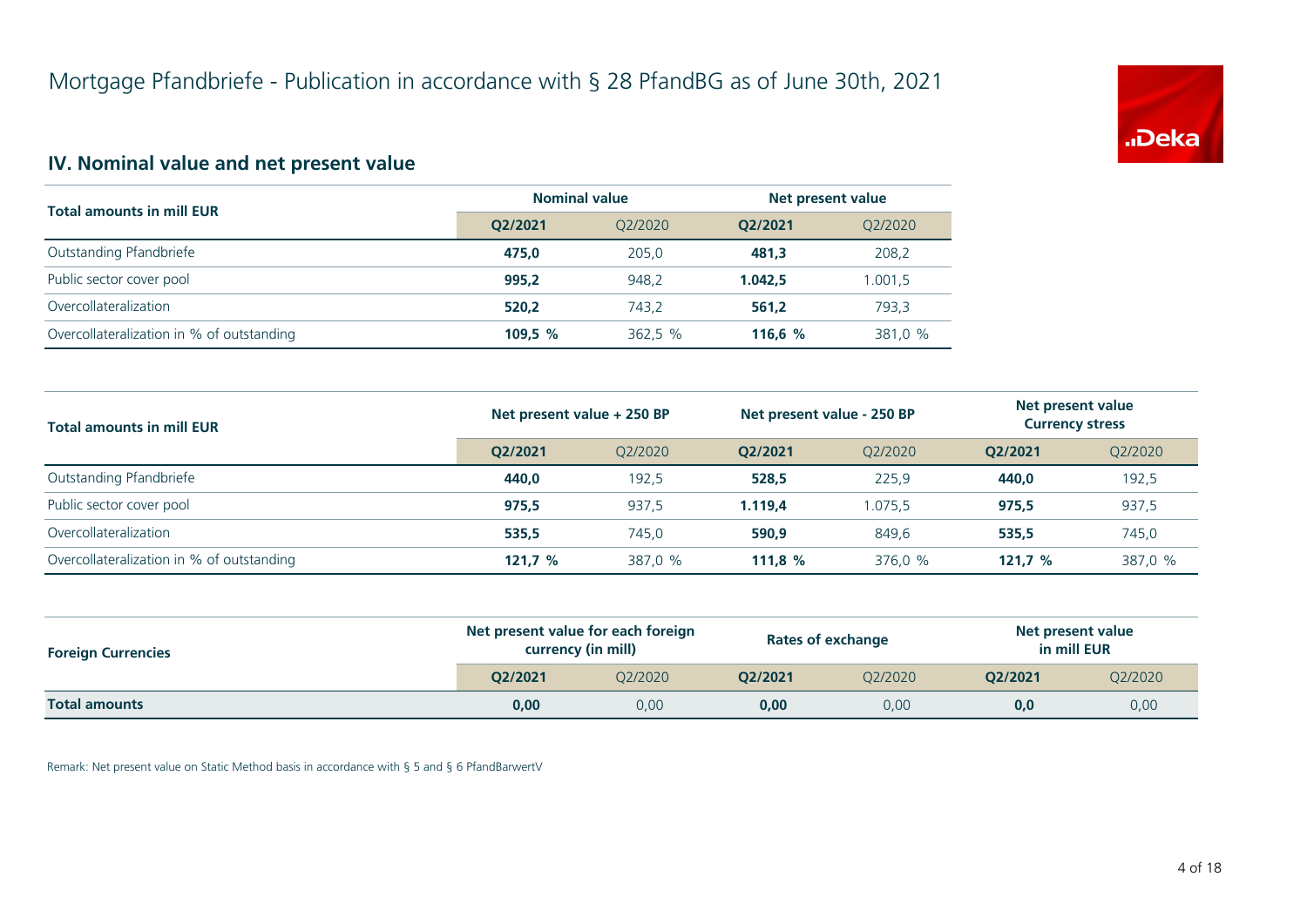# Mortgage Pfandbriefe - Publication in accordance with § 28 PfandBG as of June 30th, 2021

## IV. Nominal value and net present value

| Total amounts in mill EUR | Nominal value | | Net present value | |
|---|---|---|---|---|
| | **Q2/2021** | Q2/2020 | **Q2/2021** | Q2/2020 |
| Outstanding Pfandbriefe | **475,0** | 205,0 | **481,3** | 208,2 |
| Public sector cover pool | **995,2** | 948,2 | **1.042,5** | 1.001,5 |
| Overcollateralization | **520,2** | 743,2 | **561,2** | 793,3 |
| Overcollateralization in % of outstanding | **109,5 %** | 362,5 % | **116,6 %** | 381,0 % |

| Total amounts in mill EUR | Net present value + 250 BP | | Net present value - 250 BP | | Net present value Currency stress | |
|---|---|---|---|---|---|---|
| | **Q2/2021** | Q2/2020 | **Q2/2021** | Q2/2020 | **Q2/2021** | Q2/2020 |
| Outstanding Pfandbriefe | **440,0** | 192,5 | **528,5** | 225,9 | **440,0** | 192,5 |
| Public sector cover pool | **975,5** | 937,5 | **1.119,4** | 1.075,5 | **975,5** | 937,5 |
| Overcollateralization | **535,5** | 745,0 | **590,9** | 849,6 | **535,5** | 745,0 |
| Overcollateralization in % of outstanding | **121,7 %** | 387,0 % | **111,8 %** | 376,0 % | **121,7 %** | 387,0 % |

| Foreign Currencies | Net present value for each foreign currency (in mill) | | Rates of exchange | | Net present value in mill EUR | |
|---|---|---|---|---|---|---|
| | **Q2/2021** | Q2/2020 | **Q2/2021** | Q2/2020 | **Q2/2021** | Q2/2020 |
| **Total amounts** | **0,00** | 0,00 | **0,00** | 0,00 | **0,0** | 0,00 |

Remark: Net present value on Static Method basis in accordance with § 5 and § 6 PfandBarwertV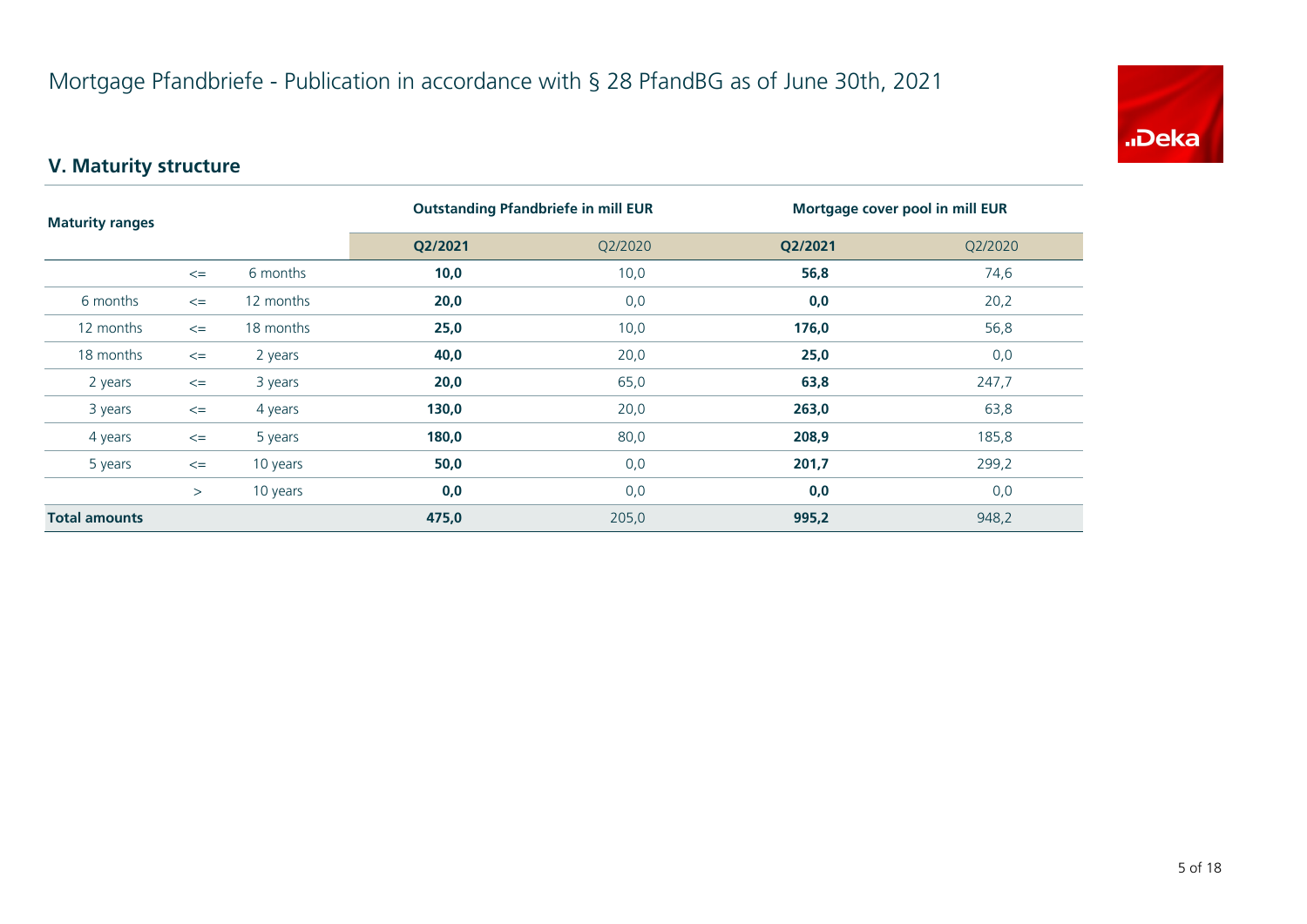# Mortgage Pfandbriefe - Publication in accordance with § 28 PfandBG as of June 30th, 2021

## V. Maturity structure

| Maturity ranges | | | Outstanding Pfandbriefe in mill EUR | | Mortgage cover pool in mill EUR | |
|---|---|---|---|---|---|---|
| | | | **Q2/2021** | Q2/2020 | **Q2/2021** | Q2/2020 |
| | <= | 6 months | **10,0** | 10,0 | **56,8** | 74,6 |
| 6 months | <= | 12 months | **20,0** | 0,0 | **0,0** | 20,2 |
| 12 months | <= | 18 months | **25,0** | 10,0 | **176,0** | 56,8 |
| 18 months | <= | 2 years | **40,0** | 20,0 | **25,0** | 0,0 |
| 2 years | <= | 3 years | **20,0** | 65,0 | **63,8** | 247,7 |
| 3 years | <= | 4 years | **130,0** | 20,0 | **263,0** | 63,8 |
| 4 years | <= | 5 years | **180,0** | 80,0 | **208,9** | 185,8 |
| 5 years | <= | 10 years | **50,0** | 0,0 | **201,7** | 299,2 |
| | > | 10 years | **0,0** | 0,0 | **0,0** | 0,0 |
| **Total amounts** | | | **475,0** | 205,0 | **995,2** | 948,2 |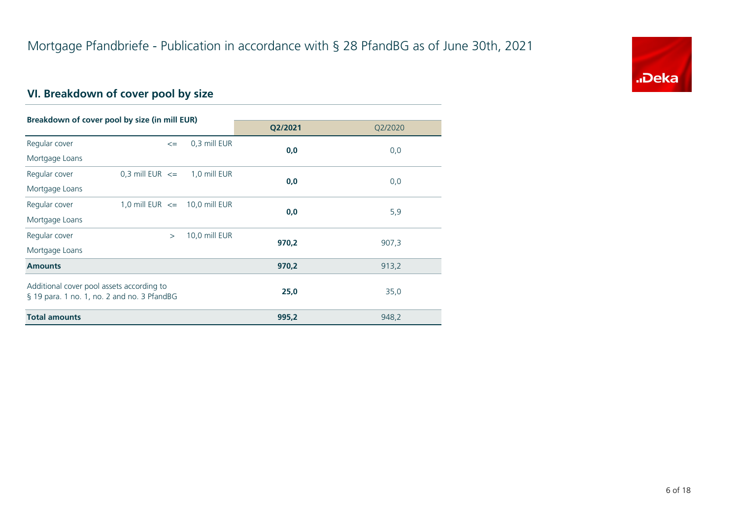# Mortgage Pfandbriefe - Publication in accordance with § 28 PfandBG as of June 30th, 2021

## VI. Breakdown of cover pool by size

| Breakdown of cover pool by size (in mill EUR) | | | | Q2/2021 | Q2/2020 |
|---|---|---|---|---|---|
| Regular cover Mortgage Loans | | <= | 0,3 mill EUR | **0,0** | 0,0 |
| Regular cover Mortgage Loans | 0,3 mill EUR | <= | 1,0 mill EUR | **0,0** | 0,0 |
| Regular cover Mortgage Loans | 1,0 mill EUR | <= | 10,0 mill EUR | **0,0** | 5,9 |
| Regular cover Mortgage Loans | | > | 10,0 mill EUR | **970,2** | 907,3 |
| **Amounts** | | | | **970,2** | 913,2 |
| Additional cover pool assets according to § 19 para. 1 no. 1, no. 2 and no. 3 PfandBG | | | | **25,0** | 35,0 |
| **Total amounts** | | | | **995,2** | 948,2 |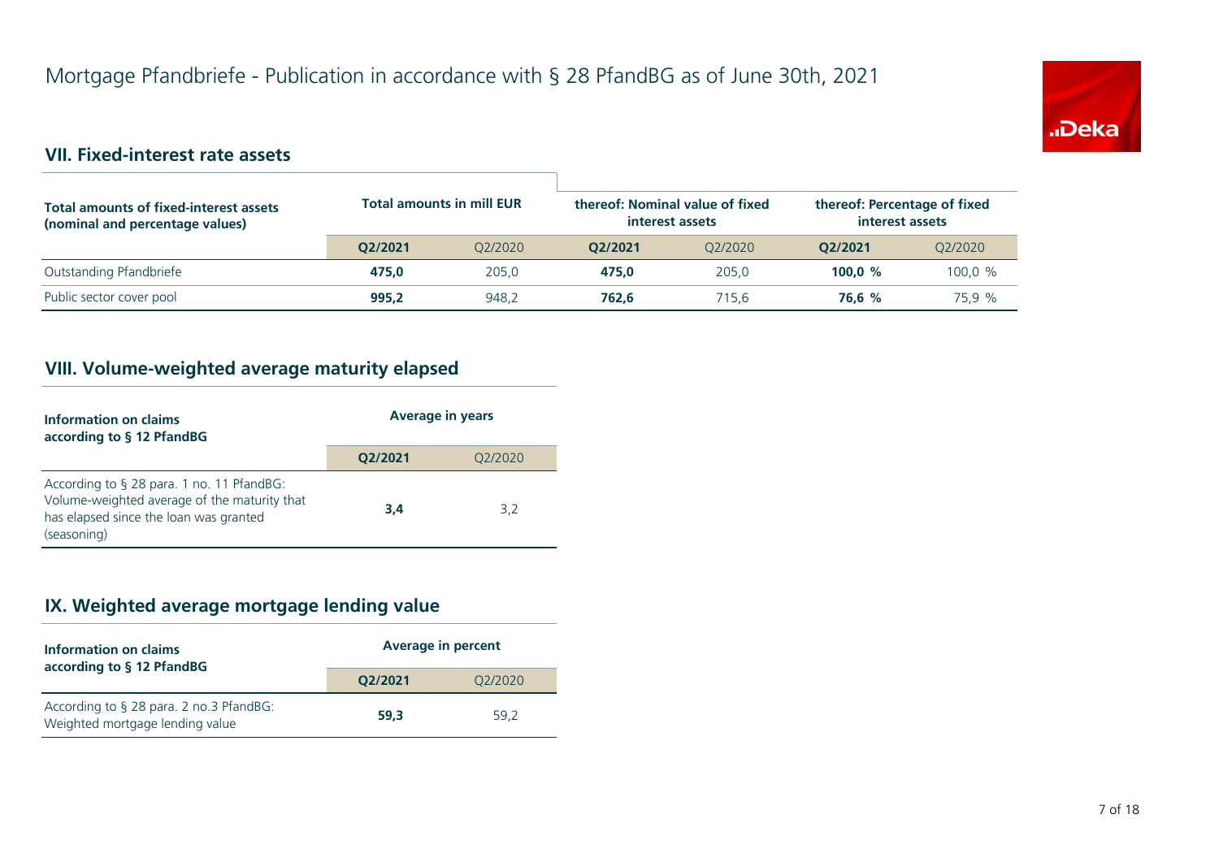# Mortgage Pfandbriefe - Publication in accordance with § 28 PfandBG as of June 30th, 2021

## VII. Fixed-interest rate assets

| Total amounts of fixed-interest assets (nominal and percentage values) | Total amounts in mill EUR | | thereof: Nominal value of fixed interest assets | | thereof: Percentage of fixed interest assets | |
|---|---|---|---|---|---|---|
| | **Q2/2021** | Q2/2020 | **Q2/2021** | Q2/2020 | **Q2/2021** | Q2/2020 |
| Outstanding Pfandbriefe | **475,0** | 205,0 | **475,0** | 205,0 | **100,0 %** | 100,0 % |
| Public sector cover pool | **995,2** | 948,2 | **762,6** | 715,6 | **76,6 %** | 75,9 % |

## VIII. Volume-weighted average maturity elapsed

| Information on claims according to § 12 PfandBG | Average in years | |
|---|---|---|
| | **Q2/2021** | Q2/2020 |
| According to § 28 para. 1 no. 11 PfandBG: Volume-weighted average of the maturity that has elapsed since the loan was granted (seasoning) | **3,4** | 3,2 |

## IX. Weighted average mortgage lending value

| Information on claims according to § 12 PfandBG | Average in percent | |
|---|---|---|
| | **Q2/2021** | Q2/2020 |
| According to § 28 para. 2 no.3 PfandBG: Weighted mortgage lending value | **59,3** | 59,2 |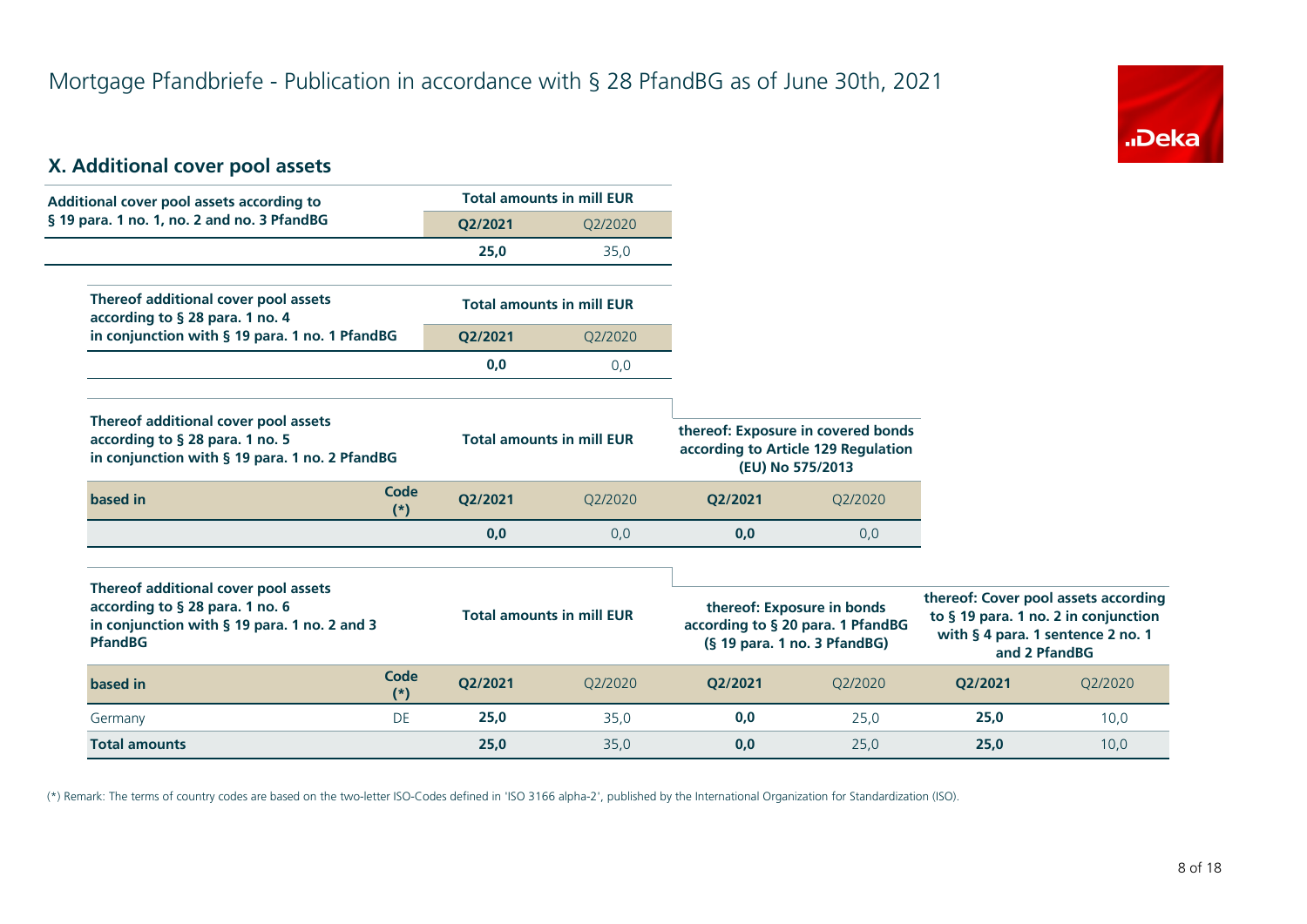# Mortgage Pfandbriefe - Publication in accordance with § 28 PfandBG as of June 30th, 2021

## X. Additional cover pool assets

| Additional cover pool assets according to § 19 para. 1 no. 1, no. 2 and no. 3 PfandBG | Total amounts in mill EUR | |
|---|---|---|
| | **Q2/2021** | Q2/2020 |
| | **25,0** | 35,0 |

| Thereof additional cover pool assets according to § 28 para. 1 no. 4 in conjunction with § 19 para. 1 no. 1 PfandBG | Total amounts in mill EUR | |
|---|---|---|
| | **Q2/2021** | Q2/2020 |
| | **0,0** | 0,0 |

| Thereof additional cover pool assets according to § 28 para. 1 no. 5 in conjunction with § 19 para. 1 no. 2 PfandBG | | Total amounts in mill EUR | | thereof: Exposure in covered bonds according to Article 129 Regulation (EU) No 575/2013 | |
|---|---|---|---|---|---|
| **based in** | **Code (*)** | **Q2/2021** | Q2/2020 | **Q2/2021** | Q2/2020 |
| | | **0,0** | 0,0 | **0,0** | 0,0 |

| Thereof additional cover pool assets according to § 28 para. 1 no. 6 in conjunction with § 19 para. 1 no. 2 and 3 PfandBG | | Total amounts in mill EUR | | thereof: Exposure in bonds according to § 20 para. 1 PfandBG (§ 19 para. 1 no. 3 PfandBG) | | thereof: Cover pool assets according to § 19 para. 1 no. 2 in conjunction with § 4 para. 1 sentence 2 no. 1 and 2 PfandBG | |
|---|---|---|---|---|---|---|---|
| **based in** | **Code (*)** | **Q2/2021** | Q2/2020 | **Q2/2021** | Q2/2020 | **Q2/2021** | Q2/2020 |
| Germany | DE | **25,0** | 35,0 | **0,0** | 25,0 | **25,0** | 10,0 |
| **Total amounts** | | **25,0** | 35,0 | **0,0** | 25,0 | **25,0** | 10,0 |

(*) Remark: The terms of country codes are based on the two-letter ISO-Codes defined in 'ISO 3166 alpha-2', published by the International Organization for Standardization (ISO).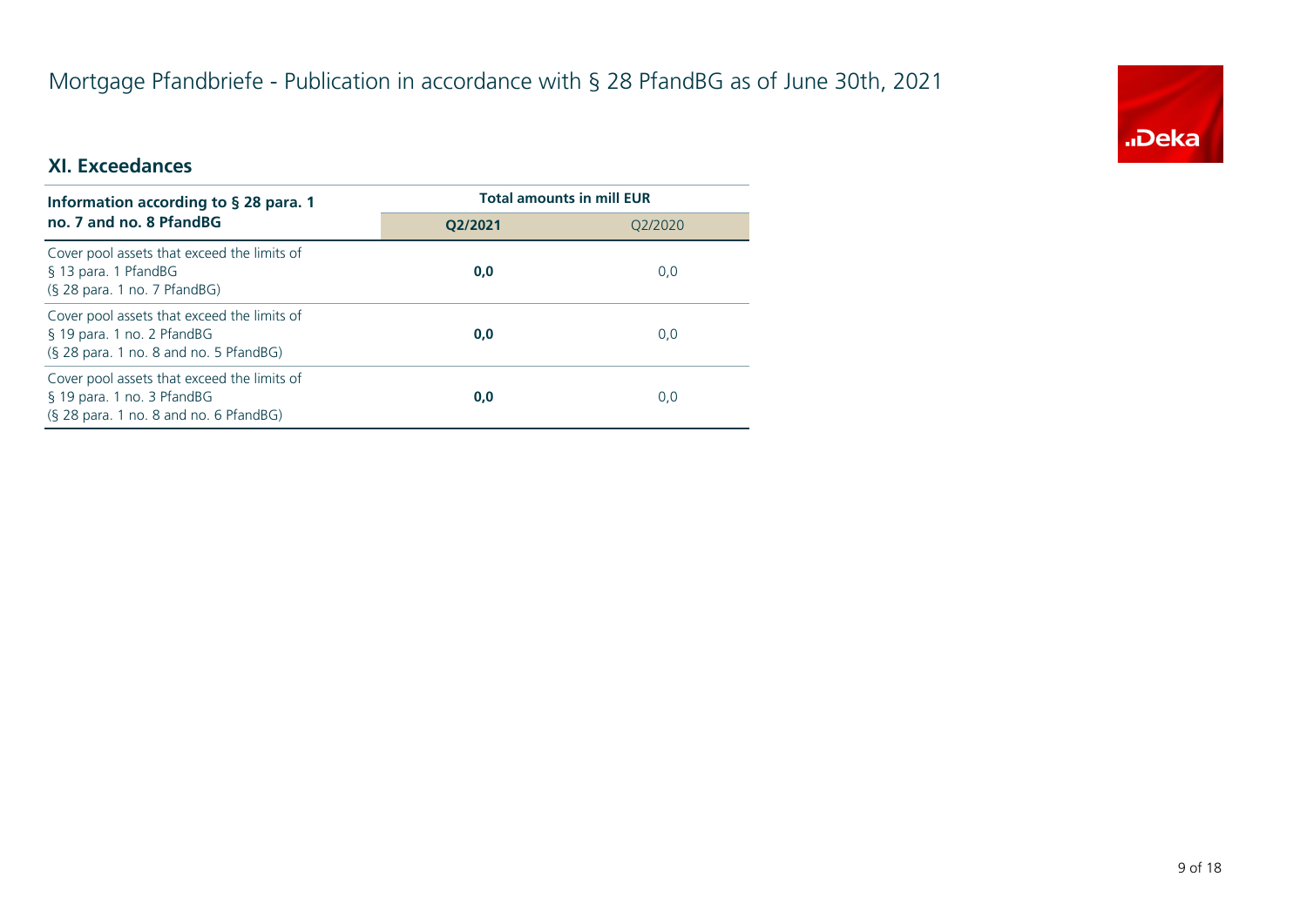# Mortgage Pfandbriefe - Publication in accordance with § 28 PfandBG as of June 30th, 2021

## XI. Exceedances

| Information according to § 28 para. 1 no. 7 and no. 8 PfandBG | Total amounts in mill EUR | |
|---|---|---|
| | **Q2/2021** | Q2/2020 |
| Cover pool assets that exceed the limits of § 13 para. 1 PfandBG (§ 28 para. 1 no. 7 PfandBG) | **0,0** | 0,0 |
| Cover pool assets that exceed the limits of § 19 para. 1 no. 2 PfandBG (§ 28 para. 1 no. 8 and no. 5 PfandBG) | **0,0** | 0,0 |
| Cover pool assets that exceed the limits of § 19 para. 1 no. 3 PfandBG (§ 28 para. 1 no. 8 and no. 6 PfandBG) | **0,0** | 0,0 |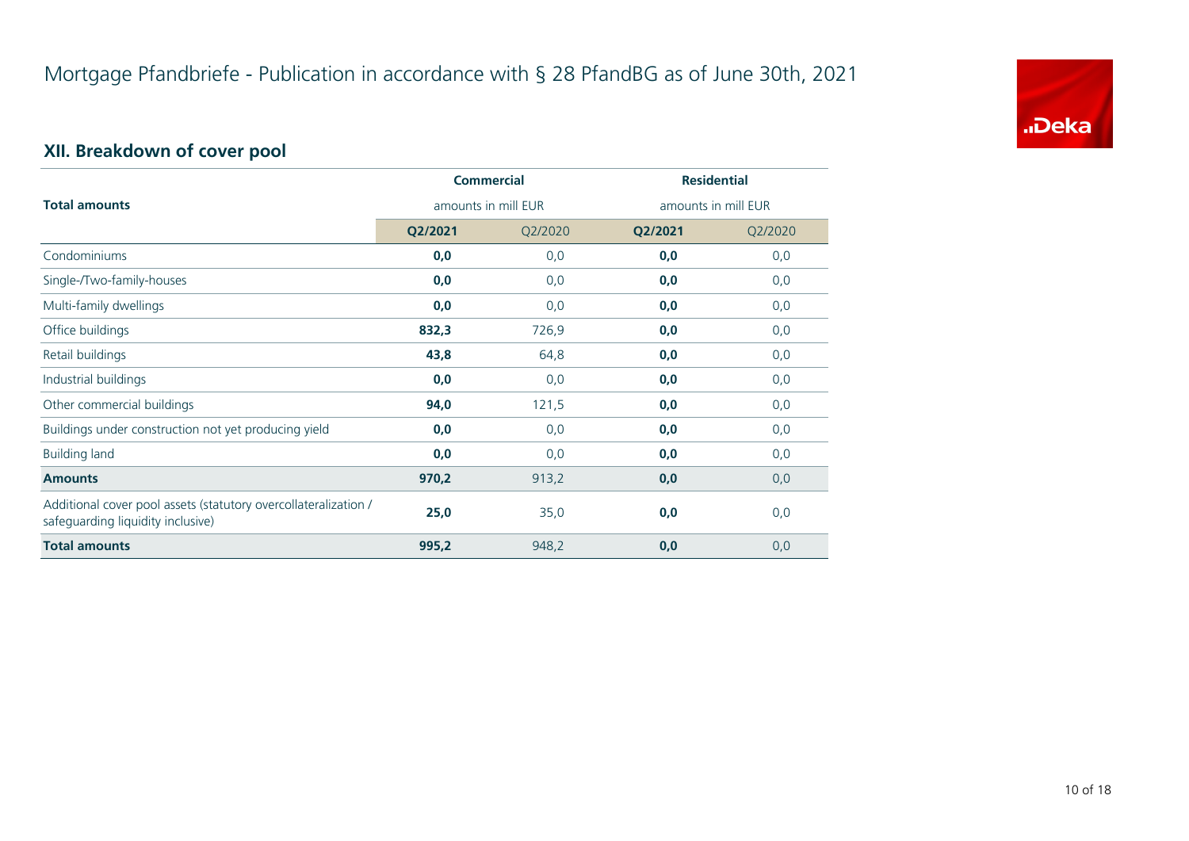# Mortgage Pfandbriefe - Publication in accordance with § 28 PfandBG as of June 30th, 2021

## XII. Breakdown of cover pool

| Total amounts | Commercial amounts in mill EUR | | Residential amounts in mill EUR | |
|---|---|---|---|---|
| | **Q2/2021** | Q2/2020 | **Q2/2021** | Q2/2020 |
| Condominiums | **0,0** | 0,0 | **0,0** | 0,0 |
| Single-/Two-family-houses | **0,0** | 0,0 | **0,0** | 0,0 |
| Multi-family dwellings | **0,0** | 0,0 | **0,0** | 0,0 |
| Office buildings | **832,3** | 726,9 | **0,0** | 0,0 |
| Retail buildings | **43,8** | 64,8 | **0,0** | 0,0 |
| Industrial buildings | **0,0** | 0,0 | **0,0** | 0,0 |
| Other commercial buildings | **94,0** | 121,5 | **0,0** | 0,0 |
| Buildings under construction not yet producing yield | **0,0** | 0,0 | **0,0** | 0,0 |
| Building land | **0,0** | 0,0 | **0,0** | 0,0 |
| **Amounts** | **970,2** | 913,2 | **0,0** | 0,0 |
| Additional cover pool assets (statutory overcollateralization / safeguarding liquidity inclusive) | **25,0** | 35,0 | **0,0** | 0,0 |
| **Total amounts** | **995,2** | 948,2 | **0,0** | 0,0 |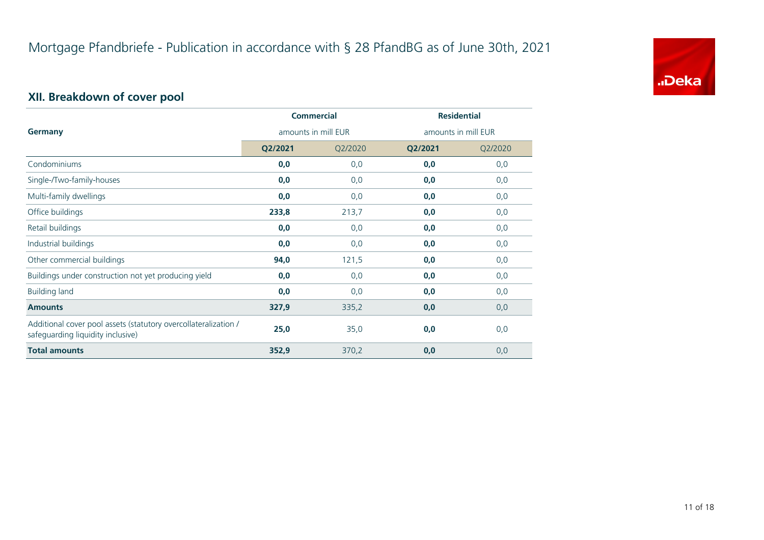# Mortgage Pfandbriefe - Publication in accordance with § 28 PfandBG as of June 30th, 2021

## XII. Breakdown of cover pool

| Germany | Commercial amounts in mill EUR | | Residential amounts in mill EUR | |
|---|---|---|---|---|
| | **Q2/2021** | Q2/2020 | **Q2/2021** | Q2/2020 |
| Condominiums | **0,0** | 0,0 | **0,0** | 0,0 |
| Single-/Two-family-houses | **0,0** | 0,0 | **0,0** | 0,0 |
| Multi-family dwellings | **0,0** | 0,0 | **0,0** | 0,0 |
| Office buildings | **233,8** | 213,7 | **0,0** | 0,0 |
| Retail buildings | **0,0** | 0,0 | **0,0** | 0,0 |
| Industrial buildings | **0,0** | 0,0 | **0,0** | 0,0 |
| Other commercial buildings | **94,0** | 121,5 | **0,0** | 0,0 |
| Buildings under construction not yet producing yield | **0,0** | 0,0 | **0,0** | 0,0 |
| Building land | **0,0** | 0,0 | **0,0** | 0,0 |
| **Amounts** | **327,9** | 335,2 | **0,0** | 0,0 |
| Additional cover pool assets (statutory overcollateralization / safeguarding liquidity inclusive) | **25,0** | 35,0 | **0,0** | 0,0 |
| **Total amounts** | **352,9** | 370,2 | **0,0** | 0,0 |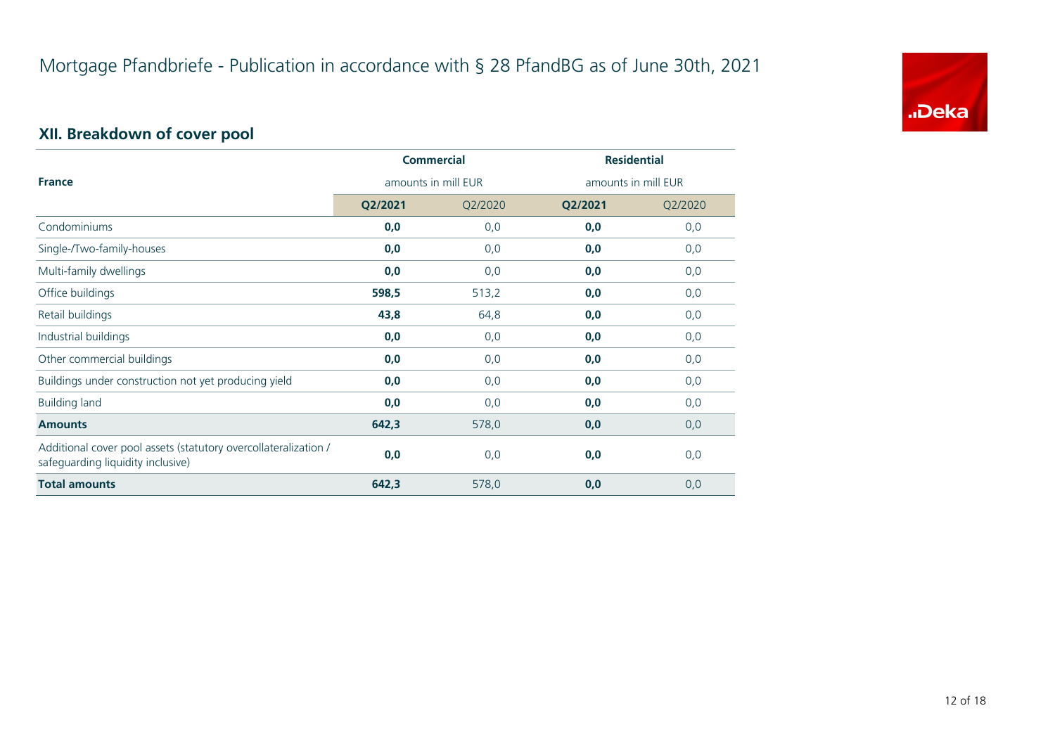# Mortgage Pfandbriefe - Publication in accordance with § 28 PfandBG as of June 30th, 2021

## XII. Breakdown of cover pool

| France | Commercial amounts in mill EUR | | Residential amounts in mill EUR | |
|---|---|---|---|---|
| | **Q2/2021** | Q2/2020 | **Q2/2021** | Q2/2020 |
| Condominiums | **0,0** | 0,0 | **0,0** | 0,0 |
| Single-/Two-family-houses | **0,0** | 0,0 | **0,0** | 0,0 |
| Multi-family dwellings | **0,0** | 0,0 | **0,0** | 0,0 |
| Office buildings | **598,5** | 513,2 | **0,0** | 0,0 |
| Retail buildings | **43,8** | 64,8 | **0,0** | 0,0 |
| Industrial buildings | **0,0** | 0,0 | **0,0** | 0,0 |
| Other commercial buildings | **0,0** | 0,0 | **0,0** | 0,0 |
| Buildings under construction not yet producing yield | **0,0** | 0,0 | **0,0** | 0,0 |
| Building land | **0,0** | 0,0 | **0,0** | 0,0 |
| **Amounts** | **642,3** | 578,0 | **0,0** | 0,0 |
| Additional cover pool assets (statutory overcollateralization / safeguarding liquidity inclusive) | **0,0** | 0,0 | **0,0** | 0,0 |
| **Total amounts** | **642,3** | 578,0 | **0,0** | 0,0 |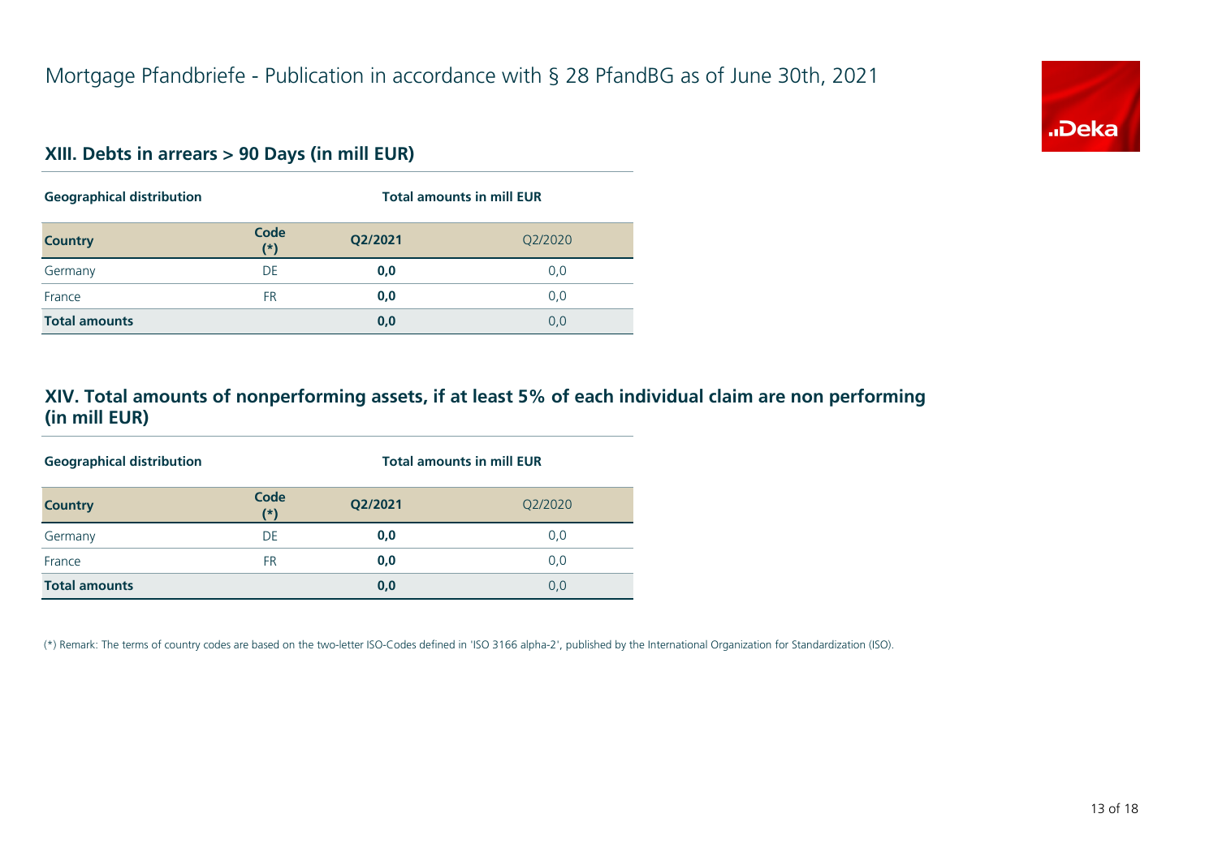# Mortgage Pfandbriefe - Publication in accordance with § 28 PfandBG as of June 30th, 2021

## XIII. Debts in arrears > 90 Days (in mill EUR)

| Geographical distribution | | Total amounts in mill EUR | |
|---|---|---|---|
| **Country** | **Code (*)** | **Q2/2021** | Q2/2020 |
| Germany | DE | **0,0** | 0,0 |
| France | FR | **0,0** | 0,0 |
| **Total amounts** | | **0,0** | 0,0 |

## XIV. Total amounts of nonperforming assets, if at least 5% of each individual claim are non performing (in mill EUR)

| Geographical distribution | | Total amounts in mill EUR | |
|---|---|---|---|
| **Country** | **Code (*)** | **Q2/2021** | Q2/2020 |
| Germany | DE | **0,0** | 0,0 |
| France | FR | **0,0** | 0,0 |
| **Total amounts** | | **0,0** | 0,0 |

(*) Remark: The terms of country codes are based on the two-letter ISO-Codes defined in 'ISO 3166 alpha-2', published by the International Organization for Standardization (ISO).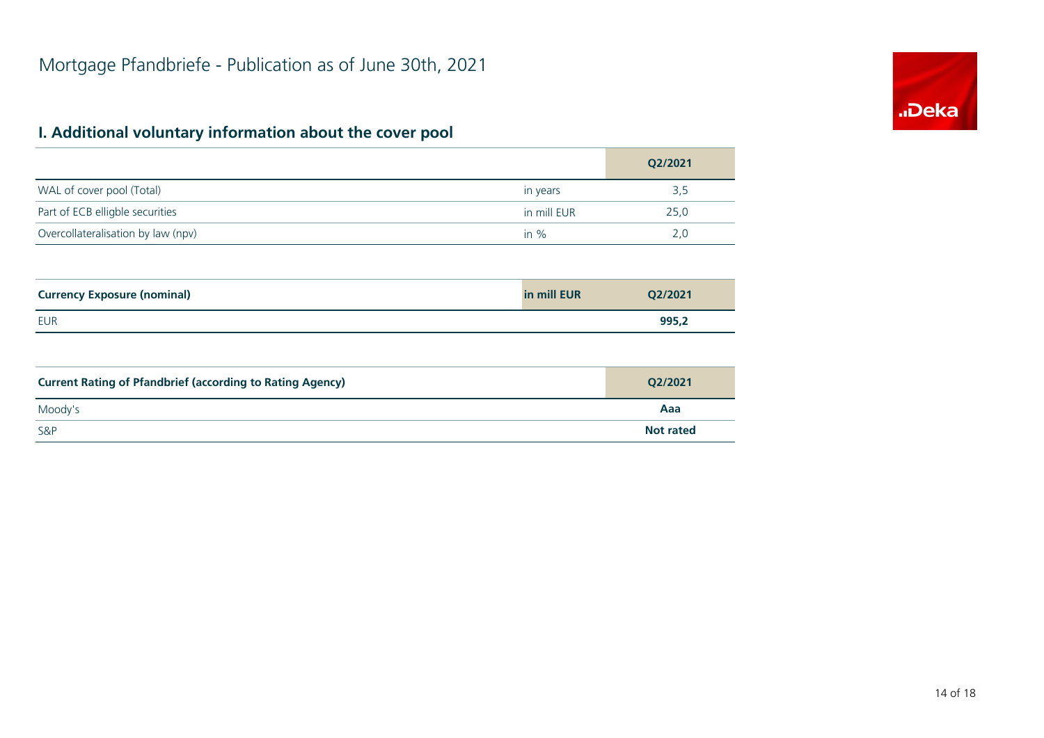# Mortgage Pfandbriefe - Publication as of June 30th, 2021

## I. Additional voluntary information about the cover pool

| | | Q2/2021 |
|---|---|---|
| WAL of cover pool (Total) | in years | 3,5 |
| Part of ECB elligble securities | in mill EUR | 25,0 |
| Overcollateralisation by law (npv) | in % | 2,0 |

| **Currency Exposure (nominal)** | **in mill EUR** | **Q2/2021** |
|---|---|---|
| EUR | | **995,2** |

| **Current Rating of Pfandbrief (according to Rating Agency)** | **Q2/2021** |
|---|---|
| Moody's | **Aaa** |
| S&P | **Not rated** |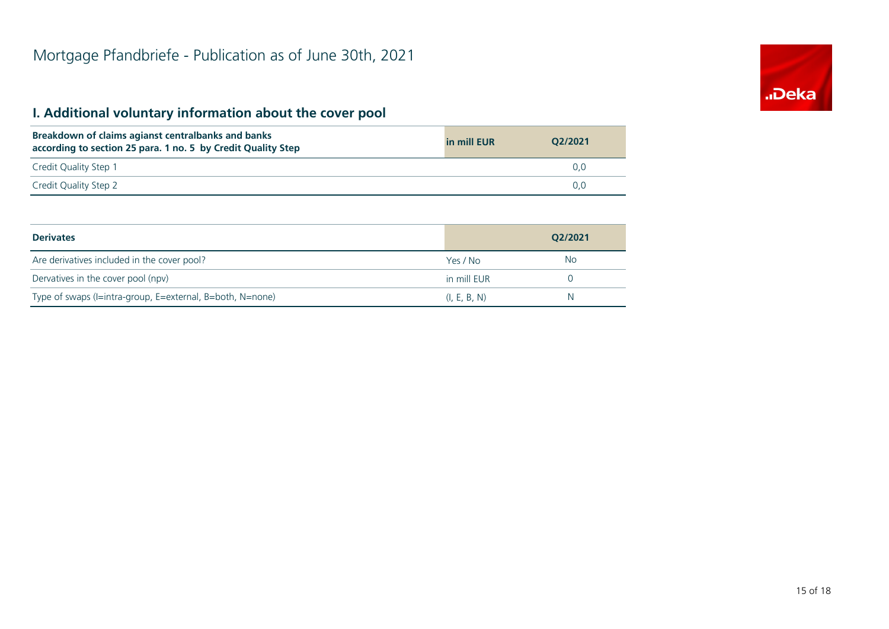# Mortgage Pfandbriefe - Publication as of June 30th, 2021

## I. Additional voluntary information about the cover pool

| Breakdown of claims agianst centralbanks and banks according to section 25 para. 1 no. 5 by Credit Quality Step | in mill EUR | Q2/2021 |
|---|---|---|
| Credit Quality Step 1 | | 0,0 |
| Credit Quality Step 2 | | 0,0 |

| Derivates | | Q2/2021 |
|---|---|---|
| Are derivatives included in the cover pool? | Yes / No | No |
| Dervatives in the cover pool (npv) | in mill EUR | 0 |
| Type of swaps (I=intra-group, E=external, B=both, N=none) | (I, E, B, N) | N |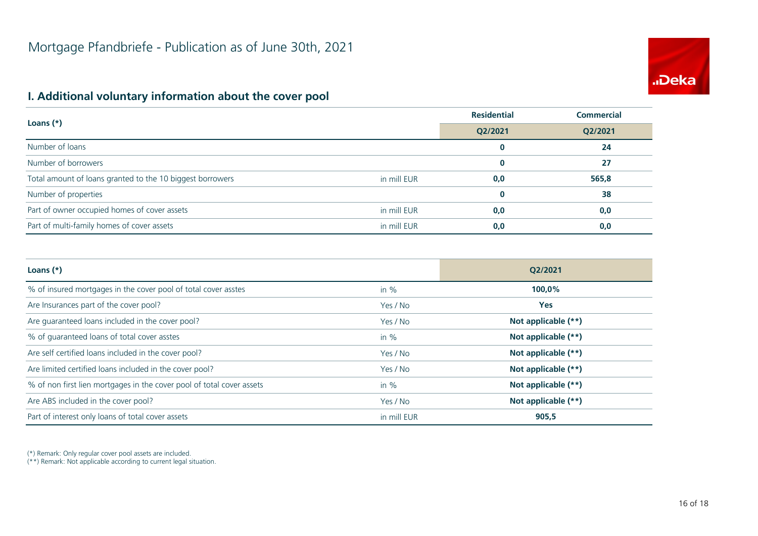# Mortgage Pfandbriefe - Publication as of June 30th, 2021

## I. Additional voluntary information about the cover pool

| Loans (*) | | Residential | Commercial |
|---|---|---|---|
| | | Q2/2021 | Q2/2021 |
| Number of loans | | **0** | **24** |
| Number of borrowers | | **0** | **27** |
| Total amount of loans granted to the 10 biggest borrowers | in mill EUR | **0,0** | **565,8** |
| Number of properties | | **0** | **38** |
| Part of owner occupied homes of cover assets | in mill EUR | **0,0** | **0,0** |
| Part of multi-family homes of cover assets | in mill EUR | **0,0** | **0,0** |

| Loans (*) | | Q2/2021 |
|---|---|---|
| % of insured mortgages in the cover pool of total cover asstes | in % | **100,0%** |
| Are Insurances part of the cover pool? | Yes / No | **Yes** |
| Are guaranteed loans included in the cover pool? | Yes / No | **Not applicable (**)** |
| % of guaranteed loans of total cover asstes | in % | **Not applicable (**)** |
| Are self certified loans included in the cover pool? | Yes / No | **Not applicable (**)** |
| Are limited certified loans included in the cover pool? | Yes / No | **Not applicable (**)** |
| % of non first lien mortgages in the cover pool of total cover assets | in % | **Not applicable (**)** |
| Are ABS included in the cover pool? | Yes / No | **Not applicable (**)** |
| Part of interest only loans of total cover assets | in mill EUR | **905,5** |

(*) Remark: Only regular cover pool assets are included.
(**) Remark: Not applicable according to current legal situation.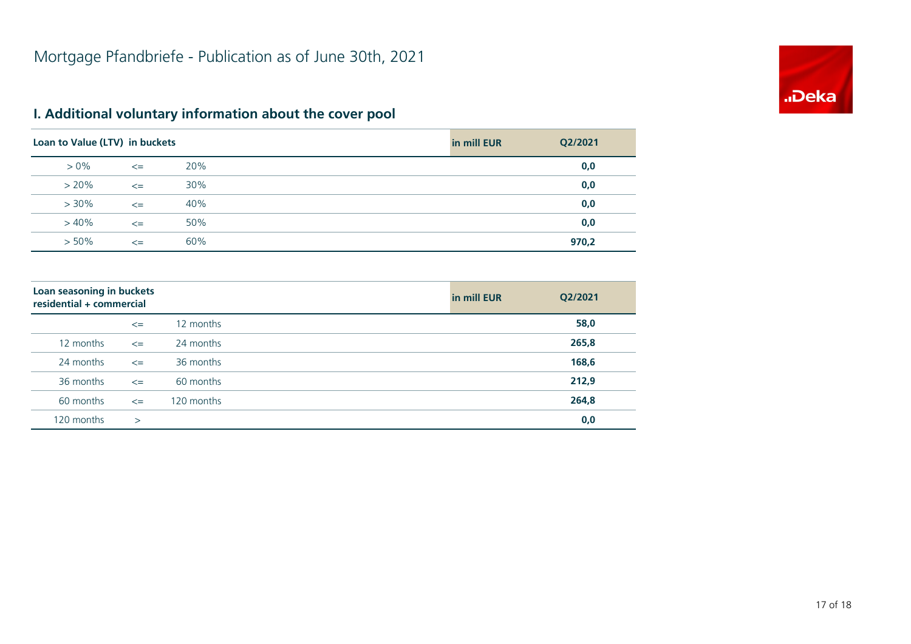# Mortgage Pfandbriefe - Publication as of June 30th, 2021

## I. Additional voluntary information about the cover pool

| Loan to Value (LTV) in buckets | | | in mill EUR | Q2/2021 |
|---|---|---|---|---|
| > 0% | <= | 20% | | 0,0 |
| > 20% | <= | 30% | | 0,0 |
| > 30% | <= | 40% | | 0,0 |
| > 40% | <= | 50% | | 0,0 |
| > 50% | <= | 60% | | 970,2 |

| Loan seasoning in buckets residential + commercial | | | in mill EUR | Q2/2021 |
|---|---|---|---|---|
| | <= | 12 months | | 58,0 |
| 12 months | <= | 24 months | | 265,8 |
| 24 months | <= | 36 months | | 168,6 |
| 36 months | <= | 60 months | | 212,9 |
| 60 months | <= | 120 months | | 264,8 |
| 120 months | > | | | 0,0 |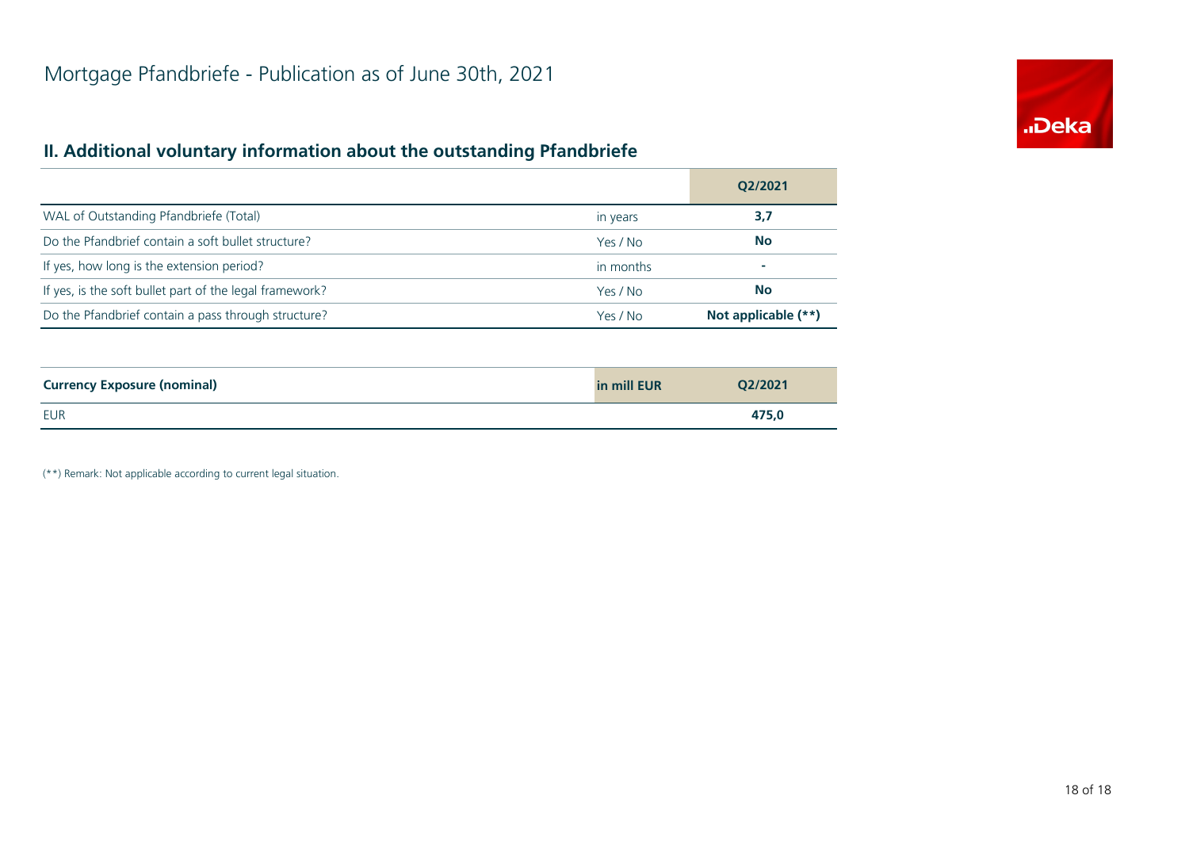# Mortgage Pfandbriefe - Publication as of June 30th, 2021

## II. Additional voluntary information about the outstanding Pfandbriefe

| | | Q2/2021 |
|---|---|---|
| WAL of Outstanding Pfandbriefe (Total) | in years | **3,7** |
| Do the Pfandbrief contain a soft bullet structure? | Yes / No | **No** |
| If yes, how long is the extension period? | in months | **-** |
| If yes, is the soft bullet part of the legal framework? | Yes / No | **No** |
| Do the Pfandbrief contain a pass through structure? | Yes / No | **Not applicable (**)** |

| Currency Exposure (nominal) | in mill EUR | Q2/2021 |
|---|---|---|
| EUR | | **475,0** |

(**) Remark: Not applicable according to current legal situation.